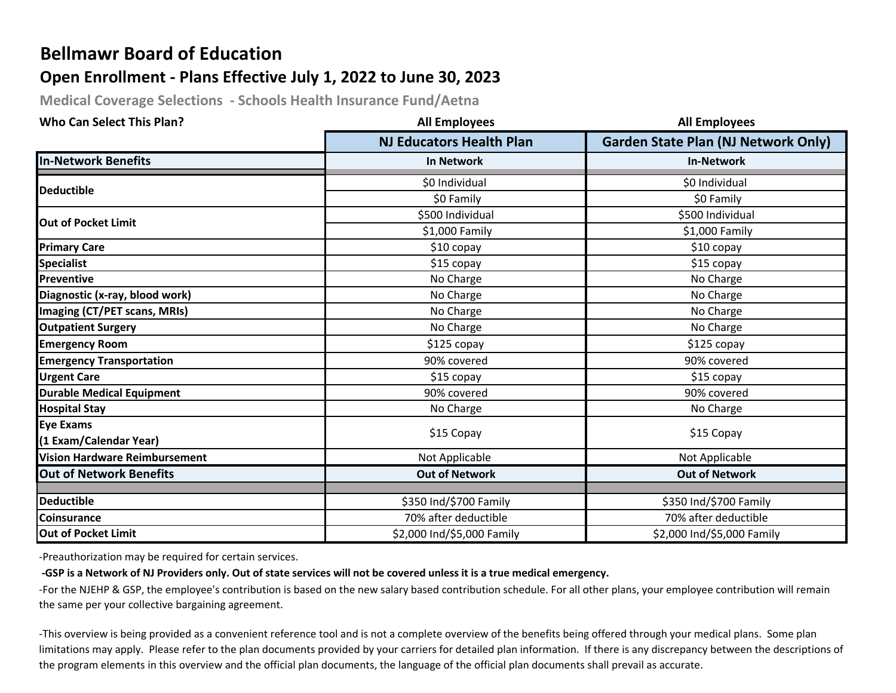# Bellmawr Board of Education

## Open Enrollment - Plans Effective July 1, 2022 to June 30, 2023

### Medical Coverage Selections - Schools Health Insurance Fund/Aetna

| Who Can Select This Plan? | All Employees | All Employees |
|---|---|---|
| | **NJ Educators Health Plan** | **Garden State Plan (NJ Network Only)** |
| **In-Network Benefits** | **In Network** | **In-Network** |
| **Deductible** | $0 Individual | $0 Individual |
| | $0 Family | $0 Family |
| **Out of Pocket Limit** | $500 Individual | $500 Individual |
| | $1,000 Family | $1,000 Family |
| **Primary Care** | $10 copay | $10 copay |
| **Specialist** | $15 copay | $15 copay |
| **Preventive** | No Charge | No Charge |
| **Diagnostic (x-ray, blood work)** | No Charge | No Charge |
| **Imaging (CT/PET scans, MRIs)** | No Charge | No Charge |
| **Outpatient Surgery** | No Charge | No Charge |
| **Emergency Room** | $125 copay | $125 copay |
| **Emergency Transportation** | 90% covered | 90% covered |
| **Urgent Care** | $15 copay | $15 copay |
| **Durable Medical Equipment** | 90% covered | 90% covered |
| **Hospital Stay** | No Charge | No Charge |
| **Eye Exams (1 Exam/Calendar Year)** | $15 Copay | $15 Copay |
| **Vision Hardware Reimbursement** | Not Applicable | Not Applicable |
| **Out of Network Benefits** | **Out of Network** | **Out of Network** |
| **Deductible** | $350 Ind/$700 Family | $350 Ind/$700 Family |
| **Coinsurance** | 70% after deductible | 70% after deductible |
| **Out of Pocket Limit** | $2,000 Ind/$5,000 Family | $2,000 Ind/$5,000 Family |

-Preauthorization may be required for certain services.

**-GSP is a Network of NJ Providers only. Out of state services will not be covered unless it is a true medical emergency.**

-For the NJEHP & GSP, the employee's contribution is based on the new salary based contribution schedule. For all other plans, your employee contribution will remain the same per your collective bargaining agreement.

-This overview is being provided as a convenient reference tool and is not a complete overview of the benefits being offered through your medical plans. Some plan limitations may apply. Please refer to the plan documents provided by your carriers for detailed plan information. If there is any discrepancy between the descriptions of the program elements in this overview and the official plan documents, the language of the official plan documents shall prevail as accurate.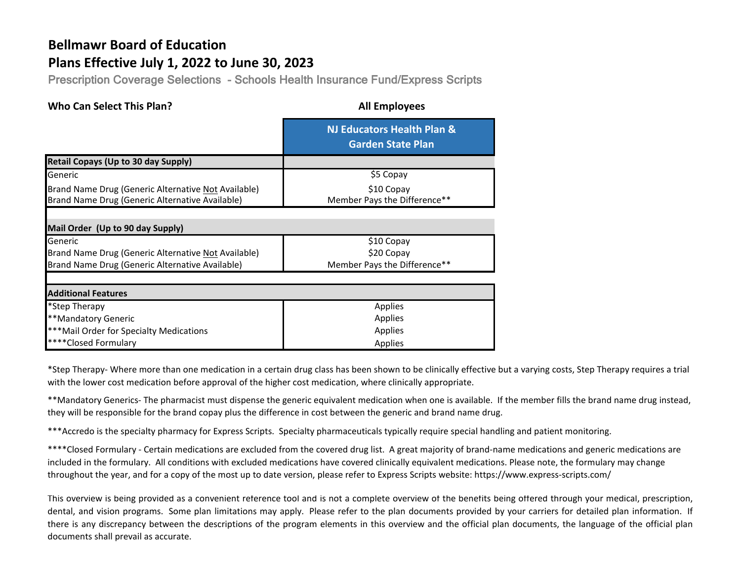# Bellmawr Board of Education

## Plans Effective July 1, 2022 to June 30, 2023

### Prescription Coverage Selections - Schools Health Insurance Fund/Express Scripts

| **Who Can Select This Plan?** | **All Employees** |
|---|---|
| | **NJ Educators Health Plan & Garden State Plan** |
| **Retail Copays (Up to 30 day Supply)** | |
| Generic | $5 Copay |
| Brand Name Drug (Generic Alternative Not Available) | $10 Copay |
| Brand Name Drug (Generic Alternative Available) | Member Pays the Difference** |
| | |
| **Mail Order (Up to 90 day Supply)** | |
| Generic | $10 Copay |
| Brand Name Drug (Generic Alternative Not Available) | $20 Copay |
| Brand Name Drug (Generic Alternative Available) | Member Pays the Difference** |
| | |
| **Additional Features** | |
| *Step Therapy | Applies |
| **Mandatory Generic | Applies |
| ***Mail Order for Specialty Medications | Applies |
| ****Closed Formulary | Applies |

*Step Therapy- Where more than one medication in a certain drug class has been shown to be clinically effective but a varying costs, Step Therapy requires a trial with the lower cost medication before approval of the higher cost medication, where clinically appropriate.

**Mandatory Generics- The pharmacist must dispense the generic equivalent medication when one is available. If the member fills the brand name drug instead, they will be responsible for the brand copay plus the difference in cost between the generic and brand name drug.

***Accredo is the specialty pharmacy for Express Scripts. Specialty pharmaceuticals typically require special handling and patient monitoring.

****Closed Formulary - Certain medications are excluded from the covered drug list. A great majority of brand-name medications and generic medications are included in the formulary. All conditions with excluded medications have covered clinically equivalent medications. Please note, the formulary may change throughout the year, and for a copy of the most up to date version, please refer to Express Scripts website: https://www.express-scripts.com/

This overview is being provided as a convenient reference tool and is not a complete overview of the benefits being offered through your medical, prescription, dental, and vision programs. Some plan limitations may apply. Please refer to the plan documents provided by your carriers for detailed plan information. If there is any discrepancy between the descriptions of the program elements in this overview and the official plan documents, the language of the official plan documents shall prevail as accurate.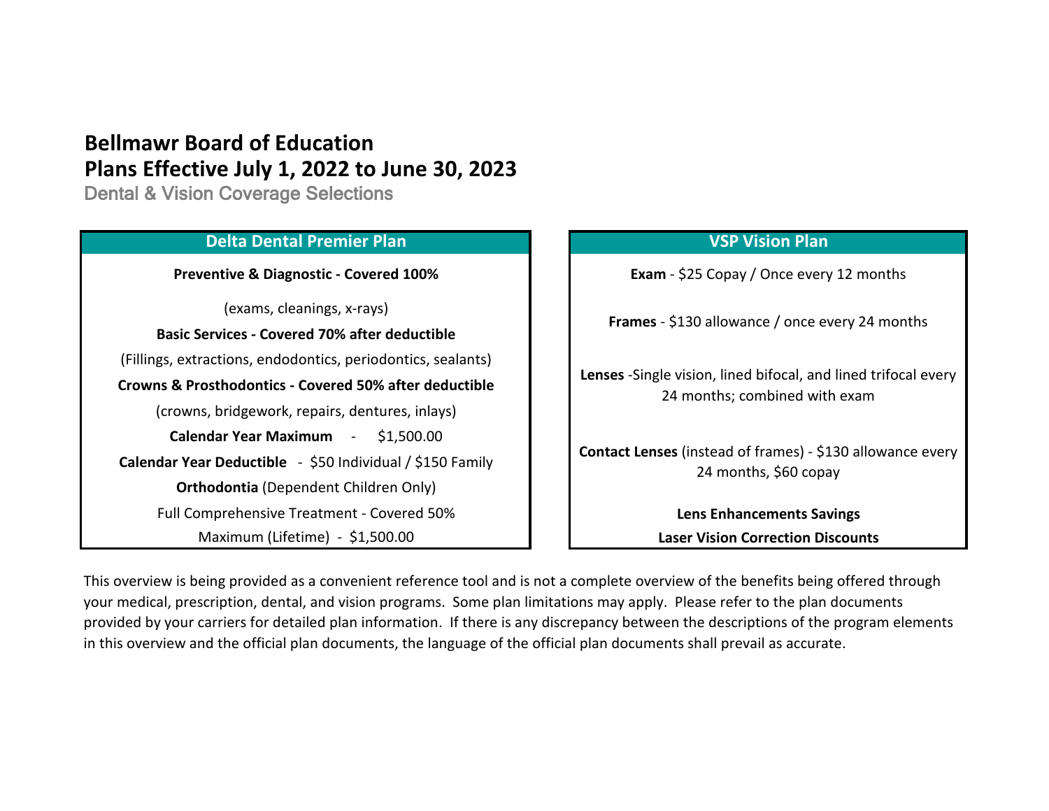# Bellmawr Board of Education
# Plans Effective July 1, 2022 to June 30, 2023

Dental & Vision Coverage Selections

## Delta Dental Premier Plan

**Preventive & Diagnostic - Covered 100%**

(exams, cleanings, x-rays)

**Basic Services - Covered 70% after deductible**

(Fillings, extractions, endodontics, periodontics, sealants)

**Crowns & Prosthodontics - Covered 50% after deductible**

(crowns, bridgework, repairs, dentures, inlays)

**Calendar Year Maximum** - $1,500.00

**Calendar Year Deductible** - $50 Individual / $150 Family

**Orthodontia** (Dependent Children Only)

Full Comprehensive Treatment - Covered 50%

Maximum (Lifetime) - $1,500.00

## VSP Vision Plan

**Exam** - $25 Copay / Once every 12 months

**Frames** - $130 allowance / once every 24 months

**Lenses** -Single vision, lined bifocal, and lined trifocal every 24 months; combined with exam

**Contact Lenses** (instead of frames) - $130 allowance every 24 months, $60 copay

**Lens Enhancements Savings**

**Laser Vision Correction Discounts**

This overview is being provided as a convenient reference tool and is not a complete overview of the benefits being offered through your medical, prescription, dental, and vision programs. Some plan limitations may apply. Please refer to the plan documents provided by your carriers for detailed plan information. If there is any discrepancy between the descriptions of the program elements in this overview and the official plan documents, the language of the official plan documents shall prevail as accurate.